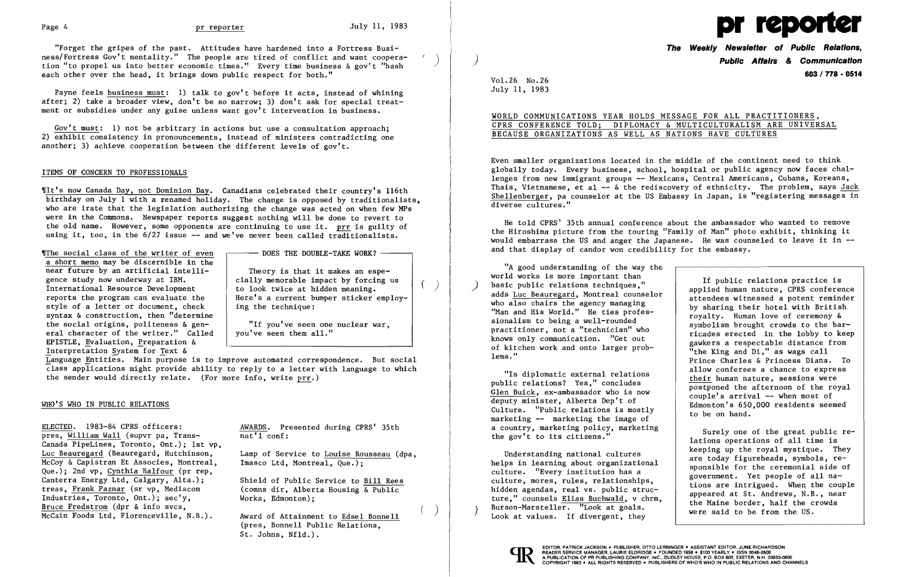"Forget the gripes of the past. Attitudes have hardened into a Fortress Business/Fortress Gov't mentality." The people are tired of conflict and want cooperation "to propel us into better economic times." Every time business & gov't "bash each other over the head, it brings down public respect for both."

Payne feels business must: 1) talk to gov't before it acts, instead of whining after; 2) take a broader view, don't be so narrow; 3) don't ask for special treatment or subsidies under any guise unless want gov't intervention in business.

Gov't must: 1) not be arbitrary in actions but use a consultation approach; 2) exhibit consistency in pronouncements, instead of ministers contradicting one another; 3) achieve cooperation between the different levels of gov't.

## ITEMS OF CONCERN TO PROFESSIONALS

¶It's now Canada Day, not Dominion Day. Canadians celebrated their country's 116th birthday on July 1 with a renamed holiday. The change is opposed by traditionalists, who are irate that the legislation authorizing the change was acted on when few MPs were in the Commons. Newspaper reports suggest nothing will be done to revert to the old name. However, some opponents are continuing to use it. prr is guilty of using it, too, in the 6/27 issue -- and we've never been called traditionalists.

¶The social class of the writer of even a short memo may be discernible in the near future by an artificial intelligence study now underway at IBM. International Resource Development reports the program can evaluate the style of a letter or document, check syntax & construction, then "determine the social origins, politeness & general character of the writer." Called EPISTLE, Evaluation, Preparation & Interpretation System for Text & Language Entities. Main purpose is to improve automated correspondence. But social class applications might provide ability to reply to a letter with language to which the sender would directly relate. (For more info, write prr.)

> **DOES THE DOUBLE-TAKE WORK?**
>
> Theory is that it makes an especially memorable impact by forcing us to look twice at hidden meaning. Here's a current bumper sticker employing the technique:
>
> "If you've seen one nuclear war, you've seen them all."

## WHO'S WHO IN PUBLIC RELATIONS

ELECTED. 1983-84 CPRS officers: pres, William Wall (supvr pa, Trans-Canada PipeLines, Toronto, Ont.); 1st vp, Luc Beauregard (Beauregard, Hutchinson, McCoy & Capistran Et Associes, Montreal, Que.); 2nd vp, Cynthia Balfour (pr rep, Canterra Energy Ltd, Calgary, Alta.); treas, Frank Paznar (sr vp, Mediacom Industries, Toronto, Ont.); sec'y, Bruce Fredstrom (dpr & info svcs, McCain Foods Ltd, Florenceville, N.B.).

AWARDS. Presented during CPRS' 35th nat'l conf:

Lamp of Service to Louise Rousseau (dpa, Imasco Ltd, Montreal, Que.);

Shield of Public Service to Bill Rees (comns dir, Alberta Housing & Public Works, Edmonton);

Award of Attainment to Edsel Bonnell (pres, Bonnell Public Relations, St. Johns, Nfld.).

# pr reporter

**The Weekly Newsletter of Public Relations, Public Affairs & Communication**
**603 / 778 - 0514**

Vol.26 No.26
July 11, 1983

## WORLD COMMUNICATIONS YEAR HOLDS MESSAGE FOR ALL PRACTITIONERS, CPRS CONFERENCE TOLD; DIPLOMACY & MULTICULTURALISM ARE UNIVERSAL BECAUSE ORGANIZATIONS AS WELL AS NATIONS HAVE CULTURES

Even smaller organizations located in the middle of the continent need to think globally today. Every business, school, hospital or public agency now faces challenges from new immigrant groups -- Mexicans, Central Americans, Cubans, Koreans, Thais, Vietnamese, et al -- & the rediscovery of ethnicity. The problem, says Jack Shellenberger, pa counselor at the US Embassy in Japan, is "registering messages in diverse cultures."

He told CPRS' 35th annual conference about the ambassador who wanted to remove the Hiroshima picture from the touring "Family of Man" photo exhibit, thinking it would embarrass the US and anger the Japanese. He was counseled to leave it in -- and that display of candor won credibility for the embassy.

"A good understanding of the way the world works is more important than basic public relations techniques," adds Luc Beauregard, Montreal counselor who also chairs the agency managing "Man and His World." He ties professionalism to being a well-rounded practitioner, not a "technician" who knows only communication. "Get out of kitchen work and onto larger problems."

"Is diplomatic external relations public relations? Yes," concludes Glen Buick, ex-ambassador who is now deputy minister, Alberta Dep't of Culture. "Public relations is mostly marketing -- marketing the image of a country, marketing policy, marketing the gov't to its citizens."

Understanding national cultures helps in learning about organizational culture. "Every institution has a culture, mores, rules, relationships, hidden agendas, real vs. public structure," counsels Elias Buchwald, v chrm, Burson-Marsteller. "Look at goals. Look at values. If divergent, they

> If public relations practice is applied human nature, CPRS conference attendees witnessed a potent reminder by sharing their hotel with British royalty. Human love of ceremony & symbolism brought crowds to the barricades erected in the lobby to keep gawkers a respectable distance from "the King and Di," as wags call Prince Charles & Princess Diana. To allow conferees a chance to express their human nature, sessions were postponed the afternoon of the royal couple's arrival -- when most of Edmonton's 650,000 residents seemed to be on hand.
>
> Surely one of the great public relations operations of all time is keeping up the royal mystique. They are today figureheads, symbols, responsible for the ceremonial side of government. Yet people of all nations are intrigued. When the couple appeared at St. Andrews, N.B., near the Maine border, half the crowds were said to be from the US.

EDITOR, PATRICK JACKSON • PUBLISHER, OTTO LERBINGER • ASSISTANT EDITOR, JUNE RICHARDSON
READER SERVICE MANAGER, LAURIE ELDRIDGE • FOUNDED 1958 • $100 YEARLY • ISSN 0048-2609
A PUBLICATION OF PR PUBLISHING COMPANY, INC., DUDLEY HOUSE, P.O. BOX 600, EXETER, N.H. 03833-0600
COPYRIGHT 1983 • ALL RIGHTS RESERVED • PUBLISHERS OF WHO'S WHO IN PUBLIC RELATIONS AND CHANNELS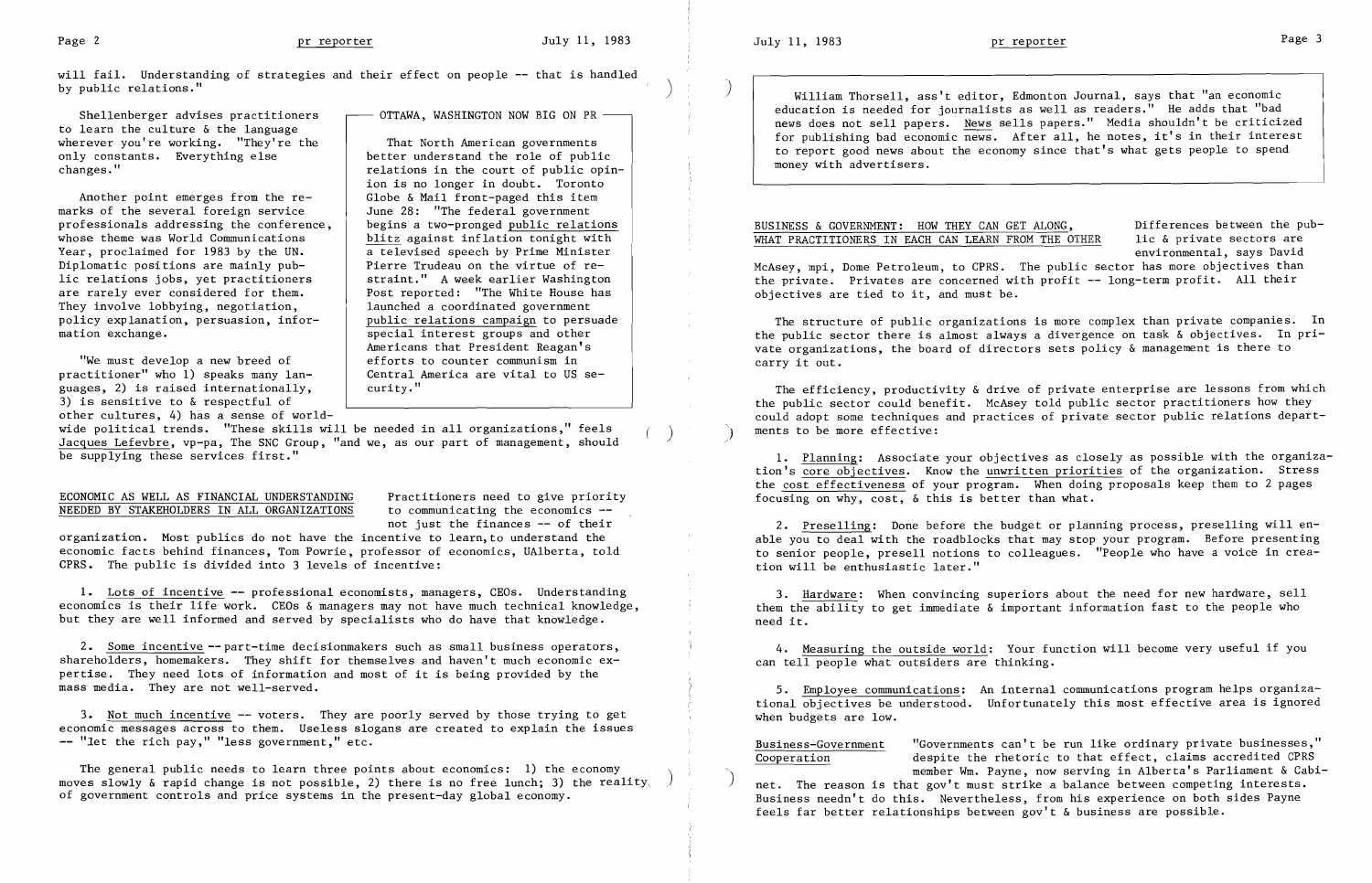will fail. Understanding of strategies and their effect on people -- that is handled by public relations."

Shellenberger advises practitioners to learn the culture & the language wherever you're working. "They're the only constants. Everything else changes."

Another point emerges from the remarks of the several foreign service professionals addressing the conference, whose theme was World Communications Year, proclaimed for 1983 by the UN. Diplomatic positions are mainly public relations jobs, yet practitioners are rarely ever considered for them. They involve lobbying, negotiation, policy explanation, persuasion, information exchange.

"We must develop a new breed of practitioner" who 1) speaks many languages, 2) is raised internationally, 3) is sensitive to & respectful of other cultures, 4) has a sense of worldwide political trends. "These skills will be needed in all organizations," feels Jacques Lefevbre, vp-pa, The SNC Group, "and we, as our part of management, should be supplying these services first."

> **OTTAWA, WASHINGTON NOW BIG ON PR**
>
> That North American governments better understand the role of public relations in the court of public opinion is no longer in doubt. Toronto Globe & Mail front-paged this item June 28: "The federal government begins a two-pronged public relations blitz against inflation tonight with a televised speech by Prime Minister Pierre Trudeau on the virtue of restraint." A week earlier Washington Post reported: "The White House has launched a coordinated government public relations campaign to persuade special interest groups and other Americans that President Reagan's efforts to counter communism in Central America are vital to US security."

## ECONOMIC AS WELL AS FINANCIAL UNDERSTANDING NEEDED BY STAKEHOLDERS IN ALL ORGANIZATIONS

Practitioners need to give priority to communicating the economics -- not just the finances -- of their organization. Most publics do not have the incentive to learn, to understand the economic facts behind finances, Tom Powrie, professor of economics, UAlberta, told CPRS. The public is divided into 3 levels of incentive:

1. Lots of incentive -- professional economists, managers, CEOs. Understanding economics is their life work. CEOs & managers may not have much technical knowledge, but they are well informed and served by specialists who do have that knowledge.

2. Some incentive -- part-time decisionmakers such as small business operators, shareholders, homemakers. They shift for themselves and haven't much economic expertise. They need lots of information and most of it is being provided by the mass media. They are not well-served.

3. Not much incentive -- voters. They are poorly served by those trying to get economic messages across to them. Useless slogans are created to explain the issues -- "let the rich pay," "less government," etc.

The general public needs to learn three points about economics: 1) the economy moves slowly & rapid change is not possible, 2) there is no free lunch; 3) the reality of government controls and price systems in the present-day global economy.

> William Thorsell, ass't editor, Edmonton Journal, says that "an economic education is needed for journalists as well as readers." He adds that "bad news does not sell papers. News sells papers." Media shouldn't be criticized for publishing bad economic news. After all, he notes, it's in their interest to report good news about the economy since that's what gets people to spend money with advertisers.

## BUSINESS & GOVERNMENT: HOW THEY CAN GET ALONG, WHAT PRACTITIONERS IN EACH CAN LEARN FROM THE OTHER

Differences between the public & private sectors are environmental, says David McAsey, mpi, Dome Petroleum, to CPRS. The public sector has more objectives than the private. Privates are concerned with profit -- long-term profit. All their objectives are tied to it, and must be.

The structure of public organizations is more complex than private companies. In the public sector there is almost always a divergence on task & objectives. In private organizations, the board of directors sets policy & management is there to carry it out.

The efficiency, productivity & drive of private enterprise are lessons from which the public sector could benefit. McAsey told public sector practitioners how they could adopt some techniques and practices of private sector public relations departments to be more effective:

1. Planning: Associate your objectives as closely as possible with the organization's core objectives. Know the unwritten priorities of the organization. Stress the cost effectiveness of your program. When doing proposals keep them to 2 pages focusing on why, cost, & this is better than what.

2. Preselling: Done before the budget or planning process, preselling will enable you to deal with the roadblocks that may stop your program. Before presenting to senior people, presell notions to colleagues. "People who have a voice in creation will be enthusiastic later."

3. Hardware: When convincing superiors about the need for new hardware, sell them the ability to get immediate & important information fast to the people who need it.

4. Measuring the outside world: Your function will become very useful if you can tell people what outsiders are thinking.

5. Employee communications: An internal communications program helps organizational objectives be understood. Unfortunately this most effective area is ignored when budgets are low.

**Business-Government Cooperation**

"Governments can't be run like ordinary private businesses," despite the rhetoric to that effect, claims accredited CPRS member Wm. Payne, now serving in Alberta's Parliament & Cabinet. The reason is that gov't must strike a balance between competing interests. Business needn't do this. Nevertheless, from his experience on both sides Payne feels far better relationships between gov't & business are possible.